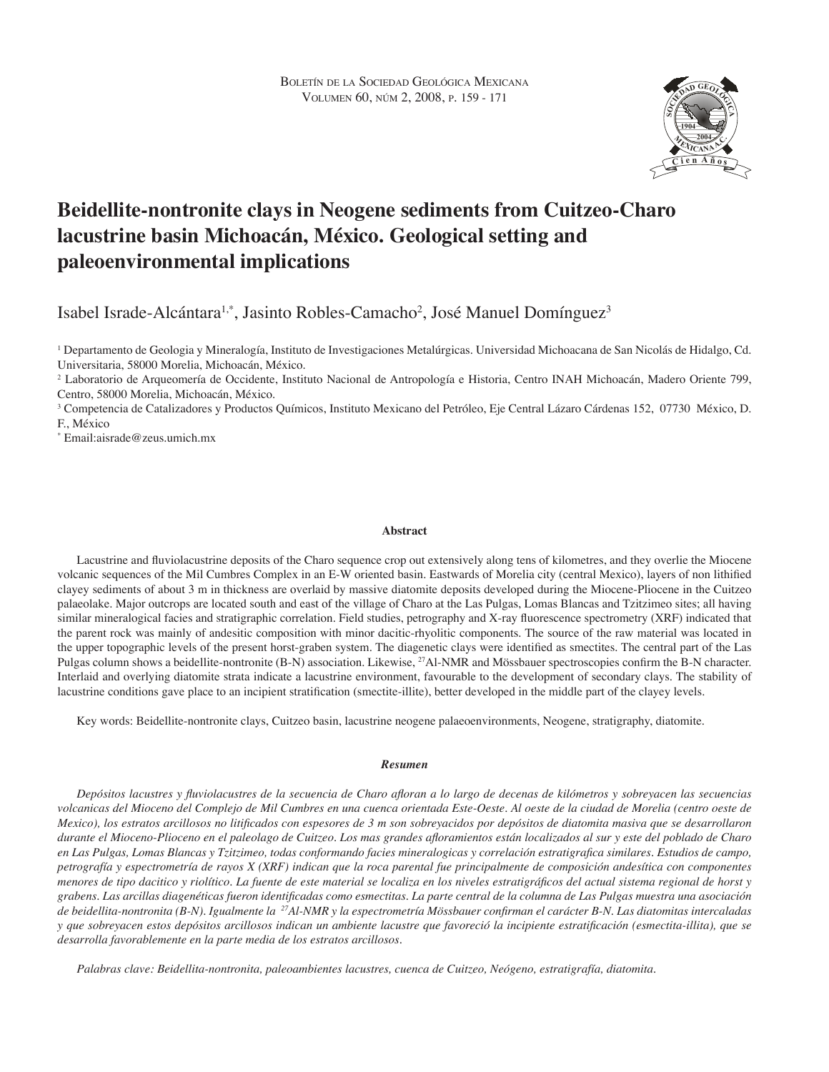# Beidellite-nontronite clays in Neogene sediments from Cuitzeo-Charo lacustrine basin Michoacán, México. Geological setting and paleoenvironmental implications

Isabel Israde-Alcántara[1,*], Jasinto Robles-Camacho[2], José Manuel Domínguez[3]

[1] Departamento de Geologia y Mineralogía, Instituto de Investigaciones Metalúrgicas. Universidad Michoacana de San Nicolás de Hidalgo, Cd. Universitaria, 58000 Morelia, Michoacán, México.

[2] Laboratorio de Arqueomería de Occidente, Instituto Nacional de Antropología e Historia, Centro INAH Michoacán, Madero Oriente 799, Centro, 58000 Morelia, Michoacán, México.

[3] Competencia de Catalizadores y Productos Químicos, Instituto Mexicano del Petróleo, Eje Central Lázaro Cárdenas 152, 07730 México, D. F., México

[*] Email:aisrade@zeus.umich.mx

## Abstract

Lacustrine and fluviolacustrine deposits of the Charo sequence crop out extensively along tens of kilometres, and they overlie the Miocene volcanic sequences of the Mil Cumbres Complex in an E-W oriented basin. Eastwards of Morelia city (central Mexico), layers of non lithified clayey sediments of about 3 m in thickness are overlaid by massive diatomite deposits developed during the Miocene-Pliocene in the Cuitzeo palaeolake. Major outcrops are located south and east of the village of Charo at the Las Pulgas, Lomas Blancas and Tzitzimeo sites; all having similar mineralogical facies and stratigraphic correlation. Field studies, petrography and X-ray fluorescence spectrometry (XRF) indicated that the parent rock was mainly of andesitic composition with minor dacitic-rhyolitic components. The source of the raw material was located in the upper topographic levels of the present horst-graben system. The diagenetic clays were identified as smectites. The central part of the Las Pulgas column shows a beidellite-nontronite (B-N) association. Likewise, $^{27}$Al-NMR and Mössbauer spectroscopies confirm the B-N character. Interlaid and overlying diatomite strata indicate a lacustrine environment, favourable to the development of secondary clays. The stability of lacustrine conditions gave place to an incipient stratification (smectite-illite), better developed in the middle part of the clayey levels.

Key words: Beidellite-nontronite clays, Cuitzeo basin, lacustrine neogene palaeoenvironments, Neogene, stratigraphy, diatomite.

## *Resumen*

*Depósitos lacustres y fluviolacustres de la secuencia de Charo afloran a lo largo de decenas de kilómetros y sobreyacen las secuencias volcanicas del Mioceno del Complejo de Mil Cumbres en una cuenca orientada Este-Oeste. Al oeste de la ciudad de Morelia (centro oeste de Mexico), los estratos arcillosos no litificados con espesores de 3 m son sobreyacidos por depósitos de diatomita masiva que se desarrollaron durante el Mioceno-Plioceno en el paleolago de Cuitzeo. Los mas grandes afloramientos están localizados al sur y este del poblado de Charo en Las Pulgas, Lomas Blancas y Tzitzimeo, todas conformando facies mineralogicas y correlación estratigrafica similares. Estudios de campo, petrografía y espectrometría de rayos X (XRF) indican que la roca parental fue principalmente de composición andesítica con componentes menores de tipo dacitico y riolítico. La fuente de este material se localiza en los niveles estratigráficos del actual sistema regional de horst y grabens. Las arcillas diagenéticas fueron identificadas como esmectitas. La parte central de la columna de Las Pulgas muestra una asociación de beidellita-nontronita (B-N). Igualmente la $^{27}$Al-NMR y la espectrometría Mössbauer confirman el carácter B-N. Las diatomitas intercaladas y que sobreyacen estos depósitos arcillosos indican un ambiente lacustre que favoreció la incipiente estratificación (esmectita-illita), que se desarrolla favorablemente en la parte media de los estratos arcillosos.*

*Palabras clave: Beidellita-nontronita, paleoambientes lacustres, cuenca de Cuitzeo, Neógeno, estratigrafía, diatomita.*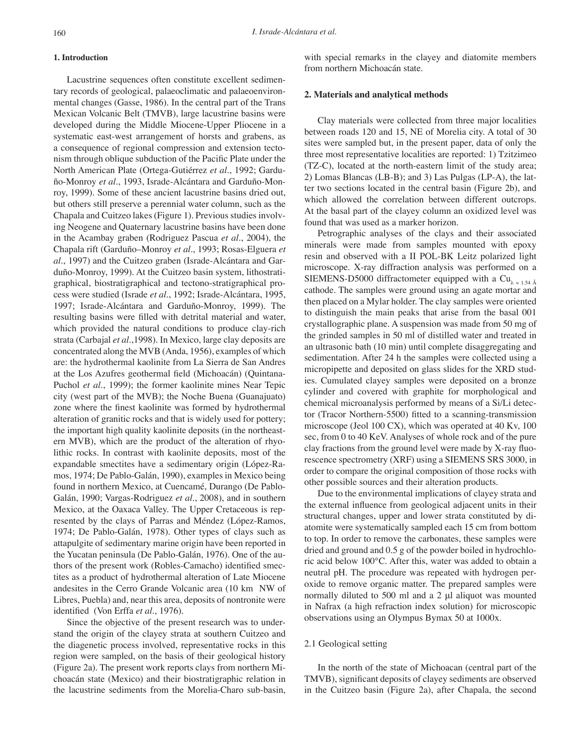## 1. Introduction

Lacustrine sequences often constitute excellent sedimentary records of geological, palaeoclimatic and palaeoenvironmental changes (Gasse, 1986). In the central part of the Trans Mexican Volcanic Belt (TMVB), large lacustrine basins were developed during the Middle Miocene-Upper Pliocene in a systematic east-west arrangement of horsts and grabens, as a consequence of regional compression and extension tectonism through oblique subduction of the Pacific Plate under the North American Plate (Ortega-Gutiérrez *et al*., 1992; Garduño-Monroy *et al*., 1993, Israde-Alcántara and Garduño-Monroy, 1999). Some of these ancient lacustrine basins dried out, but others still preserve a perennial water column, such as the Chapala and Cuitzeo lakes (Figure 1). Previous studies involving Neogene and Quaternary lacustrine basins have been done in the Acambay graben (Rodriguez Pascua *et al*., 2004), the Chapala rift (Garduño–Monroy *et al*., 1993; Rosas-Elguera *et al*., 1997) and the Cuitzeo graben (Israde-Alcántara and Garduño-Monroy, 1999). At the Cuitzeo basin system, lithostratigraphical, biostratigraphical and tectono-stratigraphical process were studied (Israde *et al*., 1992; Israde-Alcántara, 1995, 1997; Israde-Alcántara and Garduño-Monroy, 1999). The resulting basins were filled with detrital material and water, which provided the natural conditions to produce clay-rich strata (Carbajal *et al*.,1998). In Mexico, large clay deposits are concentrated along the MVB (Anda, 1956), examples of which are: the hydrothermal kaolinite from La Sierra de San Andres at the Los Azufres geothermal field (Michoacán) (Quintana-Puchol *et al*., 1999); the former kaolinite mines Near Tepic city (west part of the MVB); the Noche Buena (Guanajuato) zone where the finest kaolinite was formed by hydrothermal alteration of granitic rocks and that is widely used for pottery; the important high quality kaolinite deposits (in the northeastern MVB), which are the product of the alteration of rhyolithic rocks. In contrast with kaolinite deposits, most of the expandable smectites have a sedimentary origin (López-Ramos, 1974; De Pablo-Galán, 1990), examples in Mexico being found in northern Mexico, at Cuencamé, Durango (De Pablo-Galán, 1990; Vargas-Rodriguez *et al*., 2008), and in southern Mexico, at the Oaxaca Valley. The Upper Cretaceous is represented by the clays of Parras and Méndez (López-Ramos, 1974; De Pablo-Galán, 1978). Other types of clays such as attapulgite of sedimentary marine origin have been reported in the Yucatan peninsula (De Pablo-Galán, 1976). One of the authors of the present work (Robles-Camacho) identified smectites as a product of hydrothermal alteration of Late Miocene andesites in the Cerro Grande Volcanic area (10 km NW of Libres, Puebla) and, near this area, deposits of nontronite were identified (Von Erffa *et al*., 1976).

Since the objective of the present research was to understand the origin of the clayey strata at southern Cuitzeo and the diagenetic process involved, representative rocks in this region were sampled, on the basis of their geological history (Figure 2a). The present work reports clays from northern Michoacán state (Mexico) and their biostratigraphic relation in the lacustrine sediments from the Morelia-Charo sub-basin, with special remarks in the clayey and diatomite members from northern Michoacán state.

## 2. Materials and analytical methods

Clay materials were collected from three major localities between roads 120 and 15, NE of Morelia city. A total of 30 sites were sampled but, in the present paper, data of only the three most representative localities are reported: 1) Tzitzimeo (TZ-C), located at the north-eastern limit of the study area; 2) Lomas Blancas (LB-B); and 3) Las Pulgas (LP-A), the latter two sections located in the central basin (Figure 2b), and which allowed the correlation between different outcrops. At the basal part of the clayey column an oxidized level was found that was used as a marker horizon.

Petrographic analyses of the clays and their associated minerals were made from samples mounted with epoxy resin and observed with a II POL-BK Leitz polarized light microscope. X-ray diffraction analysis was performed on a SIEMENS-D5000 diffractometer equipped with a $Cu_{\lambda = 1.54 Å}$ cathode. The samples were ground using an agate mortar and then placed on a Mylar holder. The clay samples were oriented to distinguish the main peaks that arise from the basal 001 crystallographic plane. A suspension was made from 50 mg of the grinded samples in 50 ml of distilled water and treated in an ultrasonic bath (10 min) until complete disaggregating and sedimentation. After 24 h the samples were collected using a micropipette and deposited on glass slides for the XRD studies. Cumulated clayey samples were deposited on a bronze cylinder and covered with graphite for morphological and chemical microanalysis performed by means of a Si/Li detector (Tracor Northern-5500) fitted to a scanning-transmission microscope (Jeol 100 CX), which was operated at 40 Kv, 100 sec, from 0 to 40 KeV. Analyses of whole rock and of the pure clay fractions from the ground level were made by X-ray fluorescence spectrometry (XRF) using a SIEMENS SRS 3000, in order to compare the original composition of those rocks with other possible sources and their alteration products.

Due to the environmental implications of clayey strata and the external influence from geological adjacent units in their structural changes, upper and lower strata constituted by diatomite were systematically sampled each 15 cm from bottom to top. In order to remove the carbonates, these samples were dried and ground and 0.5 g of the powder boiled in hydrochloric acid below 100°C. After this, water was added to obtain a neutral pH. The procedure was repeated with hydrogen peroxide to remove organic matter. The prepared samples were normally diluted to 500 ml and a 2 μl aliquot was mounted in Nafrax (a high refraction index solution) for microscopic observations using an Olympus Bymax 50 at 1000x.

### 2.1 Geological setting

In the north of the state of Michoacan (central part of the TMVB), significant deposits of clayey sediments are observed in the Cuitzeo basin (Figure 2a), after Chapala, the second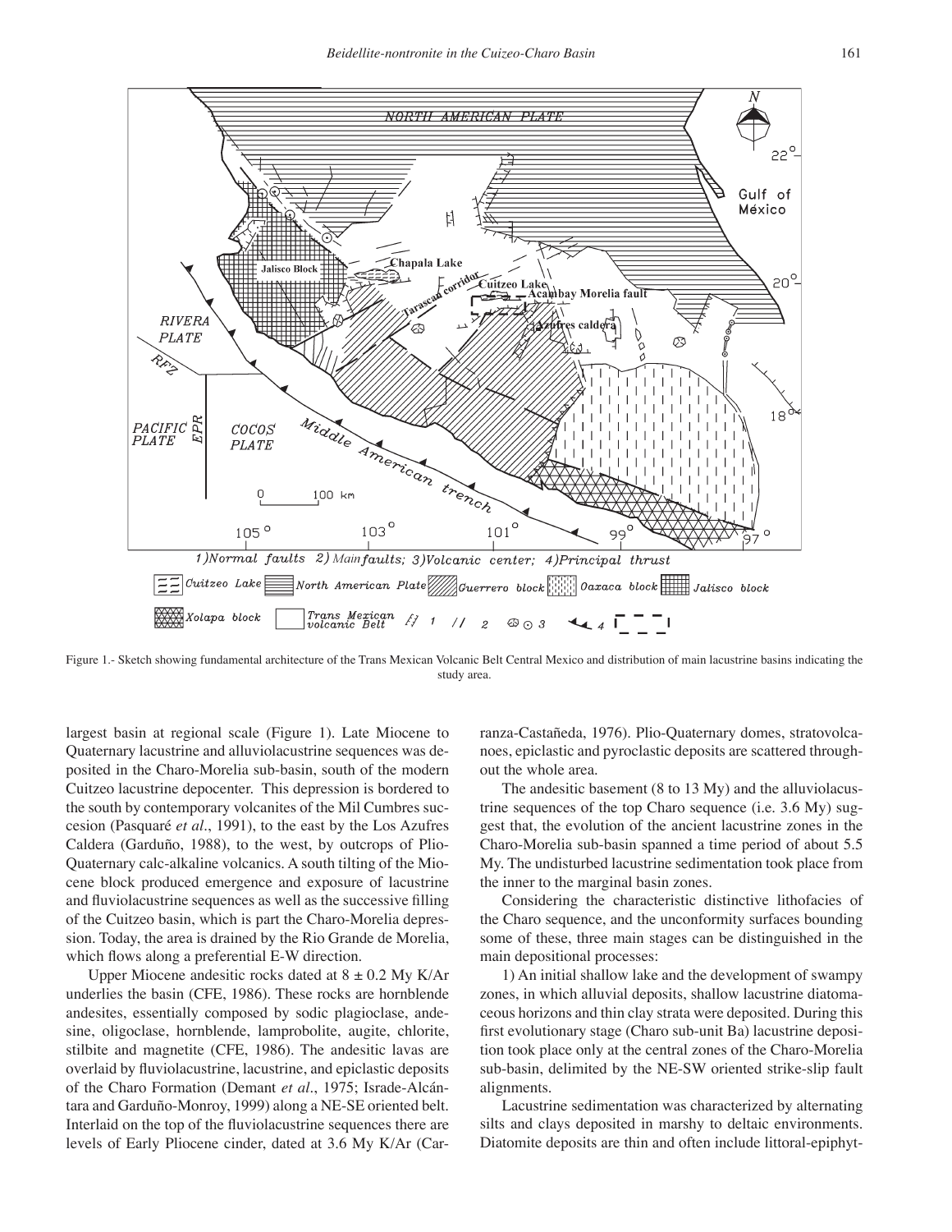Figure 1.- Sketch showing fundamental architecture of the Trans Mexican Volcanic Belt Central Mexico and distribution of main lacustrine basins indicating the study area.

largest basin at regional scale (Figure 1). Late Miocene to Quaternary lacustrine and alluviolacustrine sequences was deposited in the Charo-Morelia sub-basin, south of the modern Cuitzeo lacustrine depocenter. This depression is bordered to the south by contemporary volcanites of the Mil Cumbres succession (Pasquaré *et al*., 1991), to the east by the Los Azufres Caldera (Garduño, 1988), to the west, by outcrops of Plio-Quaternary calc-alkaline volcanics. A south tilting of the Miocene block produced emergence and exposure of lacustrine and fluviolacustrine sequences as well as the successive filling of the Cuitzeo basin, which is part the Charo-Morelia depression. Today, the area is drained by the Rio Grande de Morelia, which flows along a preferential E-W direction.

Upper Miocene andesitic rocks dated at 8 ± 0.2 My K/Ar underlies the basin (CFE, 1986). These rocks are hornblende andesites, essentially composed by sodic plagioclase, andesine, oligoclase, hornblende, lamprobolite, augite, chlorite, stilbite and magnetite (CFE, 1986). The andesitic lavas are overlaid by fluviolacustrine, lacustrine, and epiclastic deposits of the Charo Formation (Demant *et al*., 1975; Israde-Alcántara and Garduño-Monroy, 1999) along a NE-SE oriented belt. Interlaid on the top of the fluviolacustrine sequences there are levels of Early Pliocene cinder, dated at 3.6 My K/Ar (Carranza-Castañeda, 1976). Plio-Quaternary domes, stratovolcanoes, epiclastic and pyroclastic deposits are scattered throughout the whole area.

The andesitic basement (8 to 13 My) and the alluviolacustrine sequences of the top Charo sequence (i.e. 3.6 My) suggest that, the evolution of the ancient lacustrine zones in the Charo-Morelia sub-basin spanned a time period of about 5.5 My. The undisturbed lacustrine sedimentation took place from the inner to the marginal basin zones.

Considering the characteristic distinctive lithofacies of the Charo sequence, and the unconformity surfaces bounding some of these, three main stages can be distinguished in the main depositional processes:

1) An initial shallow lake and the development of swampy zones, in which alluvial deposits, shallow lacustrine diatomaceous horizons and thin clay strata were deposited. During this first evolutionary stage (Charo sub-unit Ba) lacustrine deposition took place only at the central zones of the Charo-Morelia sub-basin, delimited by the NE-SW oriented strike-slip fault alignments.

Lacustrine sedimentation was characterized by alternating silts and clays deposited in marshy to deltaic environments. Diatomite deposits are thin and often include littoral-epiphyt-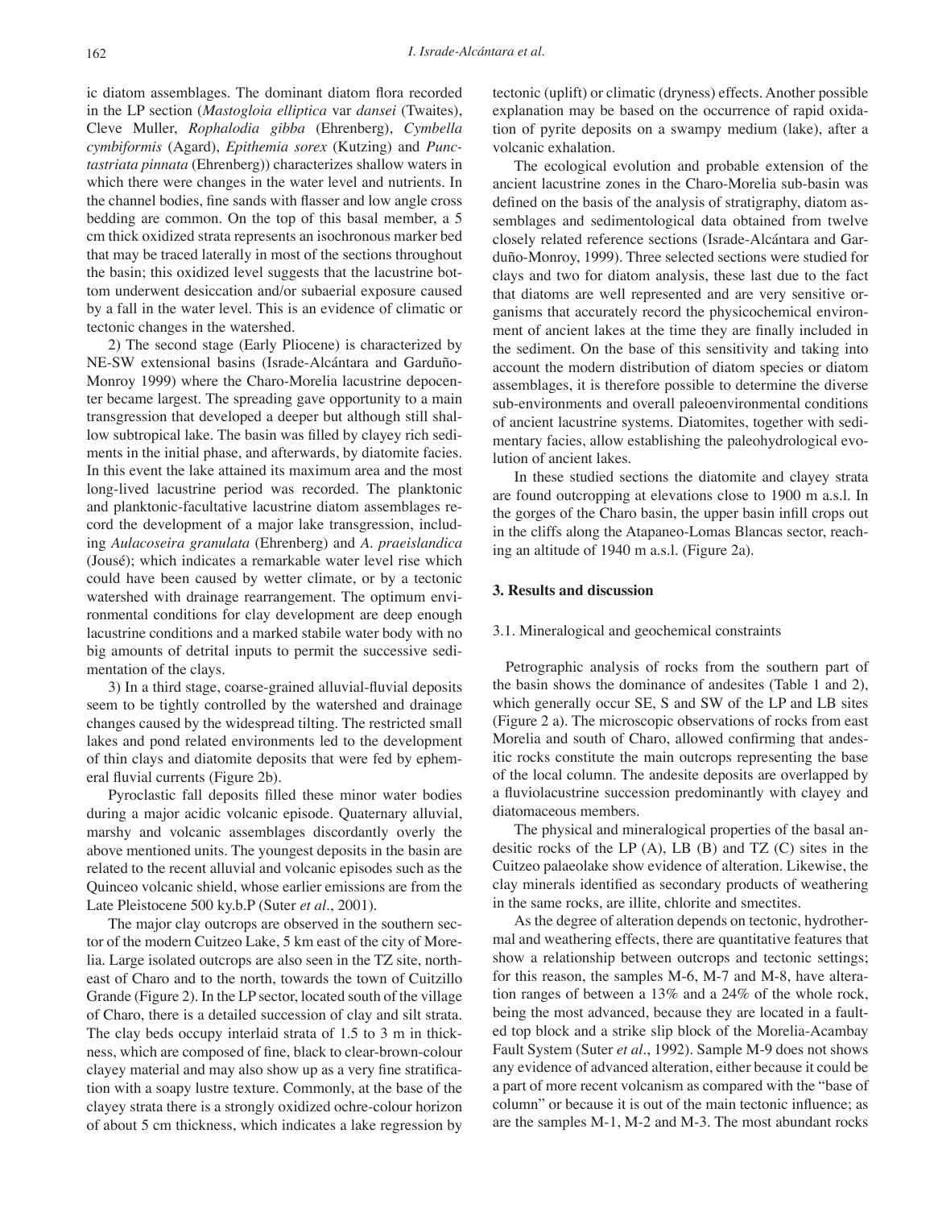ic diatom assemblages. The dominant diatom flora recorded in the LP section (*Mastogloia elliptica* var *dansei* (Twaites), Cleve Muller, *Rophalodia gibba* (Ehrenberg), *Cymbella cymbiformis* (Agard), *Epithemia sorex* (Kutzing) and *Punctastriata pinnata* (Ehrenberg)) characterizes shallow waters in which there were changes in the water level and nutrients. In the channel bodies, fine sands with flasser and low angle cross bedding are common. On the top of this basal member, a 5 cm thick oxidized strata represents an isochronous marker bed that may be traced laterally in most of the sections throughout the basin; this oxidized level suggests that the lacustrine bottom underwent desiccation and/or subaerial exposure caused by a fall in the water level. This is an evidence of climatic or tectonic changes in the watershed.

2) The second stage (Early Pliocene) is characterized by NE-SW extensional basins (Israde-Alcántara and Garduño-Monroy 1999) where the Charo-Morelia lacustrine depocenter became largest. The spreading gave opportunity to a main transgression that developed a deeper but although still shallow subtropical lake. The basin was filled by clayey rich sediments in the initial phase, and afterwards, by diatomite facies. In this event the lake attained its maximum area and the most long-lived lacustrine period was recorded. The planktonic and planktonic-facultative lacustrine diatom assemblages record the development of a major lake transgression, including *Aulacoseira granulata* (Ehrenberg) and *A. praeislandica* (Jousé); which indicates a remarkable water level rise which could have been caused by wetter climate, or by a tectonic watershed with drainage rearrangement. The optimum environmental conditions for clay development are deep enough lacustrine conditions and a marked stabile water body with no big amounts of detrital inputs to permit the successive sedimentation of the clays.

3) In a third stage, coarse-grained alluvial-fluvial deposits seem to be tightly controlled by the watershed and drainage changes caused by the widespread tilting. The restricted small lakes and pond related environments led to the development of thin clays and diatomite deposits that were fed by ephemeral fluvial currents (Figure 2b).

Pyroclastic fall deposits filled these minor water bodies during a major acidic volcanic episode. Quaternary alluvial, marshy and volcanic assemblages discordantly overly the above mentioned units. The youngest deposits in the basin are related to the recent alluvial and volcanic episodes such as the Quinceo volcanic shield, whose earlier emissions are from the Late Pleistocene 500 ky.b.P (Suter *et al*., 2001).

The major clay outcrops are observed in the southern sector of the modern Cuitzeo Lake, 5 km east of the city of Morelia. Large isolated outcrops are also seen in the TZ site, northeast of Charo and to the north, towards the town of Cuitzillo Grande (Figure 2). In the LP sector, located south of the village of Charo, there is a detailed succession of clay and silt strata. The clay beds occupy interlaid strata of 1.5 to 3 m in thickness, which are composed of fine, black to clear-brown-colour clayey material and may also show up as a very fine stratification with a soapy lustre texture. Commonly, at the base of the clayey strata there is a strongly oxidized ochre-colour horizon of about 5 cm thickness, which indicates a lake regression by tectonic (uplift) or climatic (dryness) effects. Another possible explanation may be based on the occurrence of rapid oxidation of pyrite deposits on a swampy medium (lake), after a volcanic exhalation.

The ecological evolution and probable extension of the ancient lacustrine zones in the Charo-Morelia sub-basin was defined on the basis of the analysis of stratigraphy, diatom assemblages and sedimentological data obtained from twelve closely related reference sections (Israde-Alcántara and Garduño-Monroy, 1999). Three selected sections were studied for clays and two for diatom analysis, these last due to the fact that diatoms are well represented and are very sensitive organisms that accurately record the physicochemical environment of ancient lakes at the time they are finally included in the sediment. On the base of this sensitivity and taking into account the modern distribution of diatom species or diatom assemblages, it is therefore possible to determine the diverse sub-environments and overall paleoenvironmental conditions of ancient lacustrine systems. Diatomites, together with sedimentary facies, allow establishing the paleohydrological evolution of ancient lakes.

In these studied sections the diatomite and clayey strata are found outcropping at elevations close to 1900 m a.s.l. In the gorges of the Charo basin, the upper basin infill crops out in the cliffs along the Atapaneo-Lomas Blancas sector, reaching an altitude of 1940 m a.s.l. (Figure 2a).

## 3. Results and discussion

### 3.1. Mineralogical and geochemical constraints

Petrographic analysis of rocks from the southern part of the basin shows the dominance of andesites (Table 1 and 2), which generally occur SE, S and SW of the LP and LB sites (Figure 2 a). The microscopic observations of rocks from east Morelia and south of Charo, allowed confirming that andesitic rocks constitute the main outcrops representing the base of the local column. The andesite deposits are overlapped by a fluviolacustrine succession predominantly with clayey and diatomaceous members.

The physical and mineralogical properties of the basal andesitic rocks of the LP (A), LB (B) and TZ (C) sites in the Cuitzeo palaeolake show evidence of alteration. Likewise, the clay minerals identified as secondary products of weathering in the same rocks, are illite, chlorite and smectites.

As the degree of alteration depends on tectonic, hydrothermal and weathering effects, there are quantitative features that show a relationship between outcrops and tectonic settings; for this reason, the samples M-6, M-7 and M-8, have alteration ranges of between a 13% and a 24% of the whole rock, being the most advanced, because they are located in a faulted top block and a strike slip block of the Morelia-Acambay Fault System (Suter *et al*., 1992). Sample M-9 does not shows any evidence of advanced alteration, either because it could be a part of more recent volcanism as compared with the "base of column" or because it is out of the main tectonic influence; as are the samples M-1, M-2 and M-3. The most abundant rocks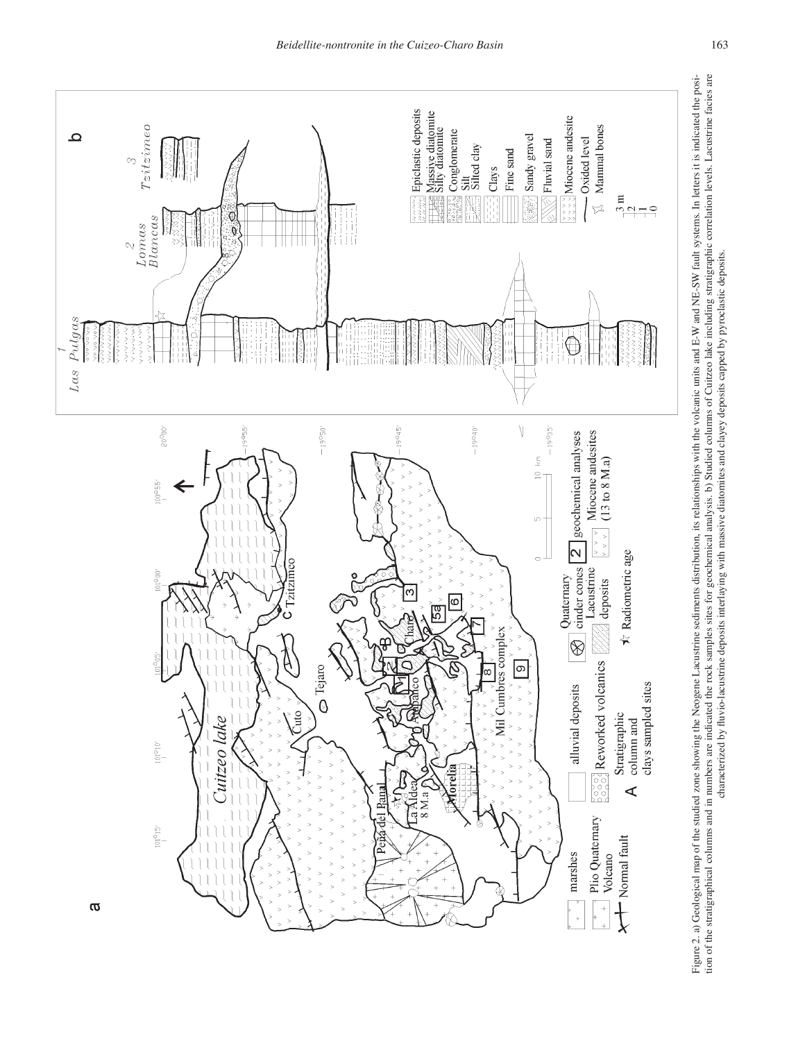Figure 2. a) Geological map of the studied zone showing the Neogene Lacustrine sediments distribution, its relationships with the volcanic units and E-W and NE-SW fault systems. In letters it is indicated the position of the stratigraphical columns and in numbers are indicated the rock samples sites for geochemical analysis. b) Studied columns of Cuitzeo lake including stratigraphic correlation levels. Lacustrine facies are characterized by fluvio-lacustrine deposits interlaying with massive diatomites and clayey deposits capped by pyroclastic deposits.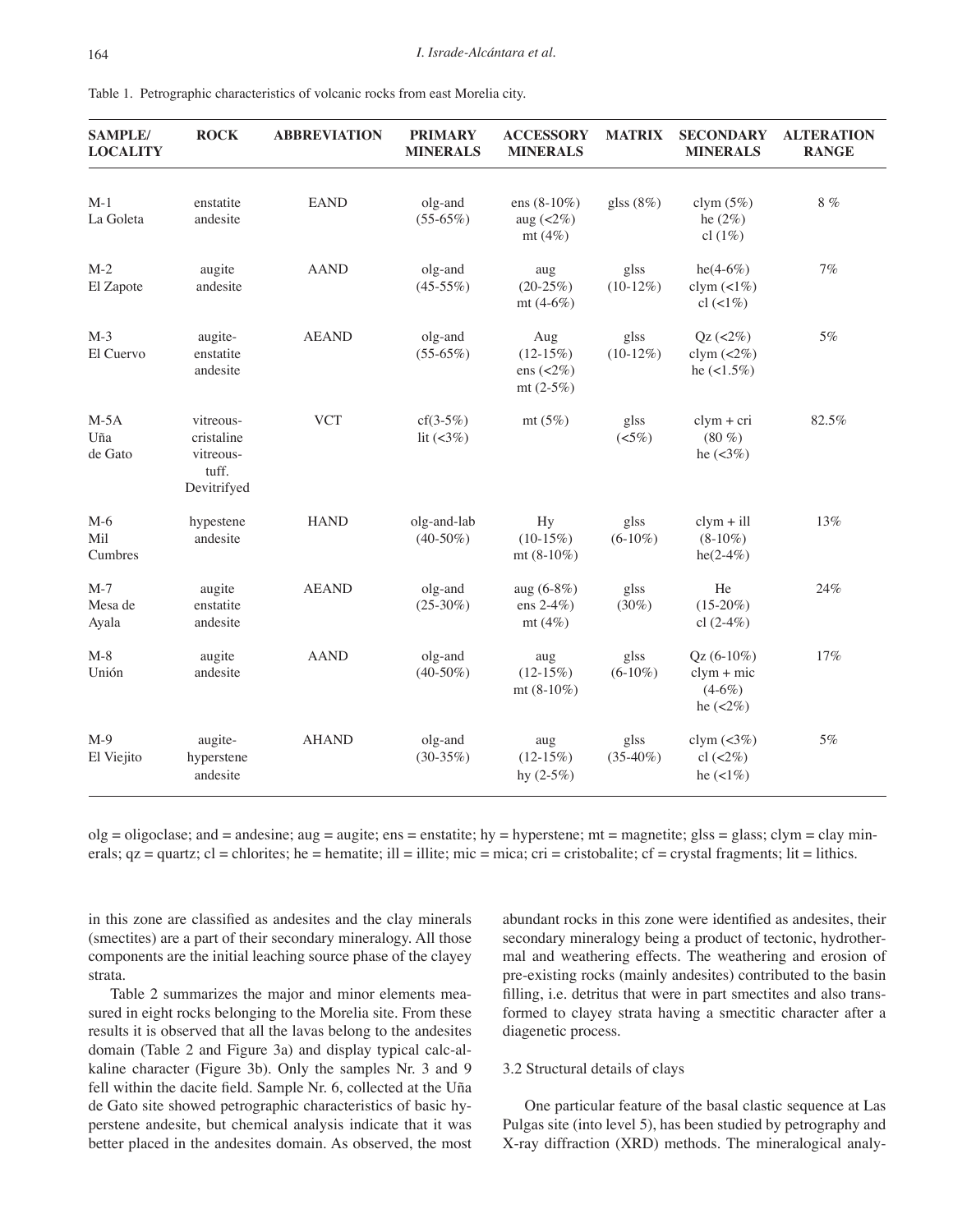Table 1. Petrographic characteristics of volcanic rocks from east Morelia city.

| SAMPLE/ LOCALITY | ROCK | ABBREVIATION | PRIMARY MINERALS | ACCESSORY MINERALS | MATRIX | SECONDARY MINERALS | ALTERATION RANGE |
|---|---|---|---|---|---|---|---|
| M-1 La Goleta | enstatite andesite | EAND | olg-and (55-65%) | ens (8-10%) aug (<2%) mt (4%) | glss (8%) | clym (5%) he (2%) cl (1%) | 8 % |
| M-2 El Zapote | augite andesite | AAND | olg-and (45-55%) | aug (20-25%) mt (4-6%) | glss (10-12%) | he(4-6%) clym (<1%) cl (<1%) | 7% |
| M-3 El Cuervo | augite-enstatite andesite | AEAND | olg-and (55-65%) | Aug (12-15%) ens (<2%) mt (2-5%) | glss (10-12%) | Qz (<2%) clym (<2%) he (<1.5%) | 5% |
| M-5A Uña de Gato | vitreous-cristaline vitreous-tuff. Devitrifyed | VCT | cf(3-5%) lit (<3%) | mt (5%) | glss (<5%) | clym + cri (80 %) he (<3%) | 82.5% |
| M-6 Mil Cumbres | hypestene andesite | HAND | olg-and-lab (40-50%) | Hy (10-15%) mt (8-10%) | glss (6-10%) | clym + ill (8-10%) he(2-4%) | 13% |
| M-7 Mesa de Ayala | augite enstatite andesite | AEAND | olg-and (25-30%) | aug (6-8%) ens 2-4%) mt (4%) | glss (30%) | He (15-20%) cl (2-4%) | 24% |
| M-8 Unión | augite andesite | AAND | olg-and (40-50%) | aug (12-15%) mt (8-10%) | glss (6-10%) | Qz (6-10%) clym + mic (4-6%) he (<2%) | 17% |
| M-9 El Viejito | augite-hyperstene andesite | AHAND | olg-and (30-35%) | aug (12-15%) hy (2-5%) | glss (35-40%) | clym (<3%) cl (<2%) he (<1%) | 5% |

olg = oligoclase; and = andesine; aug = augite; ens = enstatite; hy = hyperstene; mt = magnetite; glss = glass; clym = clay minerals; qz = quartz; cl = chlorites; he = hematite; ill = illite; mic = mica; cri = cristobalite; cf = crystal fragments; lit = lithics.

in this zone are classified as andesites and the clay minerals (smectites) are a part of their secondary mineralogy. All those components are the initial leaching source phase of the clayey strata.

Table 2 summarizes the major and minor elements measured in eight rocks belonging to the Morelia site. From these results it is observed that all the lavas belong to the andesites domain (Table 2 and Figure 3a) and display typical calc-alkaline character (Figure 3b). Only the samples Nr. 3 and 9 fell within the dacite field. Sample Nr. 6, collected at the Uña de Gato site showed petrographic characteristics of basic hyperstene andesite, but chemical analysis indicate that it was better placed in the andesites domain. As observed, the most abundant rocks in this zone were identified as andesites, their secondary mineralogy being a product of tectonic, hydrothermal and weathering effects. The weathering and erosion of pre-existing rocks (mainly andesites) contributed to the basin filling, i.e. detritus that were in part smectites and also transformed to clayey strata having a smectitic character after a diagenetic process.

### 3.2 Structural details of clays

One particular feature of the basal clastic sequence at Las Pulgas site (into level 5), has been studied by petrography and X-ray diffraction (XRD) methods. The mineralogical analy-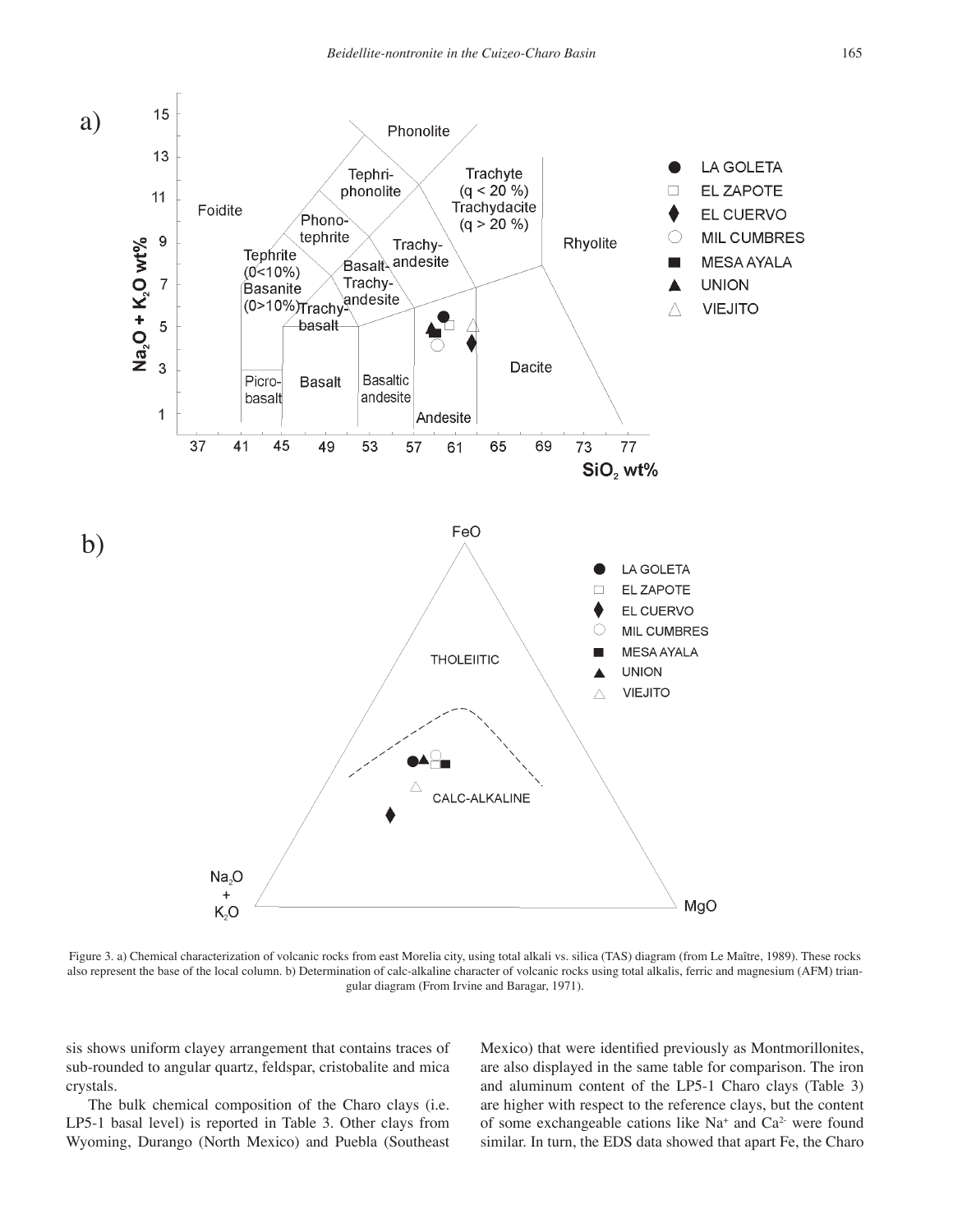Figure 3. a) Chemical characterization of volcanic rocks from east Morelia city, using total alkali vs. silica (TAS) diagram (from Le Maître, 1989). These rocks also represent the base of the local column. b) Determination of calc-alkaline character of volcanic rocks using total alkalis, ferric and magnesium (AFM) triangular diagram (From Irvine and Baragar, 1971).

sis shows uniform clayey arrangement that contains traces of sub-rounded to angular quartz, feldspar, cristobalite and mica crystals.

The bulk chemical composition of the Charo clays (i.e. LP5-1 basal level) is reported in Table 3. Other clays from Wyoming, Durango (North Mexico) and Puebla (Southeast Mexico) that were identified previously as Montmorillonites, are also displayed in the same table for comparison. The iron and aluminum content of the LP5-1 Charo clays (Table 3) are higher with respect to the reference clays, but the content of some exchangeable cations like $Na^{+}$ and $Ca^{2-}$ were found similar. In turn, the EDS data showed that apart Fe, the Charo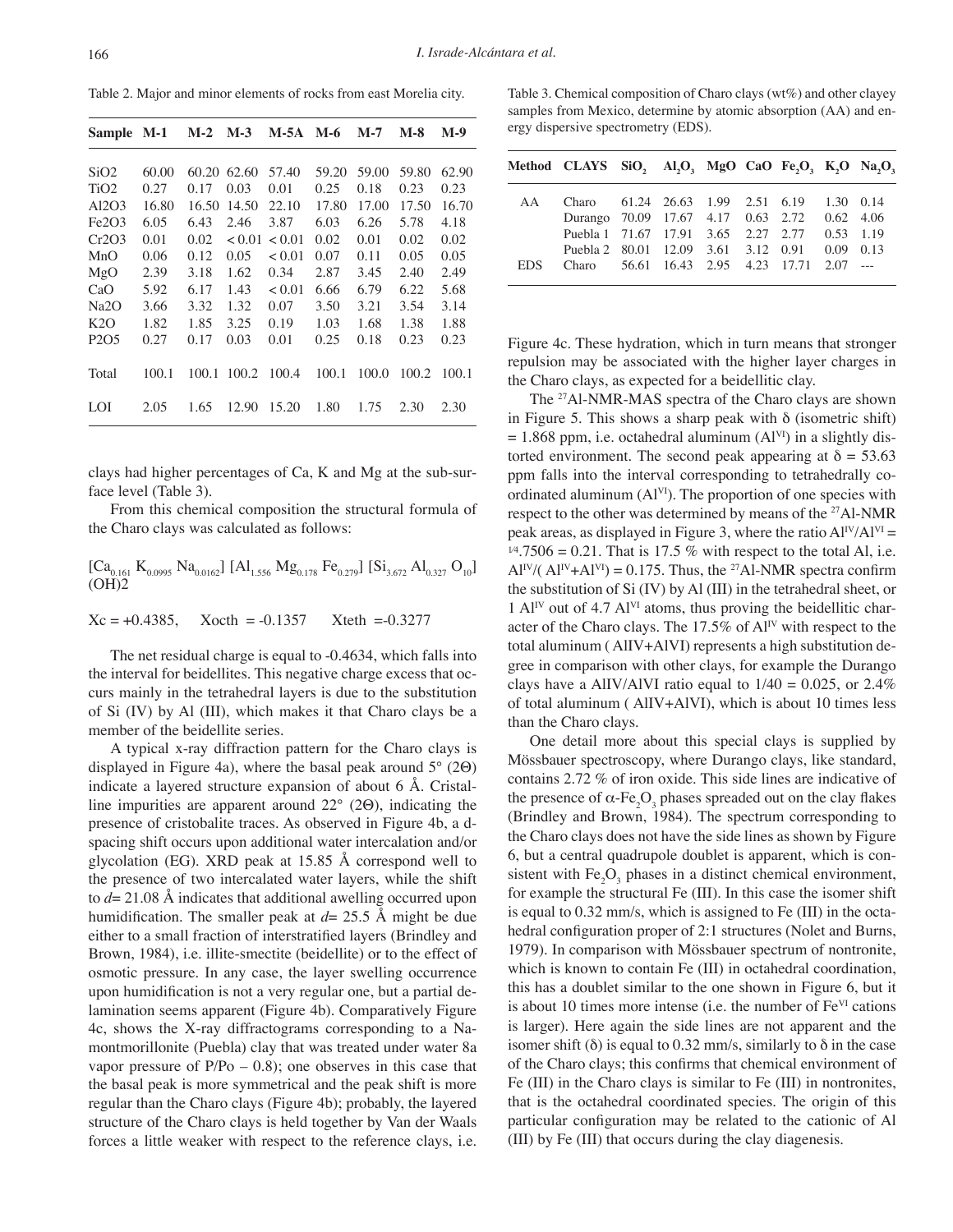Table 2. Major and minor elements of rocks from east Morelia city.

| Sample | M-1 | M-2 | M-3 | M-5A | M-6 | M-7 | M-8 | M-9 |
|---|---|---|---|---|---|---|---|---|
| SiO2 | 60.00 | 60.20 | 62.60 | 57.40 | 59.20 | 59.00 | 59.80 | 62.90 |
| TiO2 | 0.27 | 0.17 | 0.03 | 0.01 | 0.25 | 0.18 | 0.23 | 0.23 |
| Al2O3 | 16.80 | 16.50 | 14.50 | 22.10 | 17.80 | 17.00 | 17.50 | 16.70 |
| Fe2O3 | 6.05 | 6.43 | 2.46 | 3.87 | 6.03 | 6.26 | 5.78 | 4.18 |
| Cr2O3 | 0.01 | 0.02 | < 0.01 | < 0.01 | 0.02 | 0.01 | 0.02 | 0.02 |
| MnO | 0.06 | 0.12 | 0.05 | < 0.01 | 0.07 | 0.11 | 0.05 | 0.05 |
| MgO | 2.39 | 3.18 | 1.62 | 0.34 | 2.87 | 3.45 | 2.40 | 2.49 |
| CaO | 5.92 | 6.17 | 1.43 | < 0.01 | 6.66 | 6.79 | 6.22 | 5.68 |
| Na2O | 3.66 | 3.32 | 1.32 | 0.07 | 3.50 | 3.21 | 3.54 | 3.14 |
| K2O | 1.82 | 1.85 | 3.25 | 0.19 | 1.03 | 1.68 | 1.38 | 1.88 |
| P2O5 | 0.27 | 0.17 | 0.03 | 0.01 | 0.25 | 0.18 | 0.23 | 0.23 |
| Total | 100.1 | 100.1 | 100.2 | 100.4 | 100.1 | 100.0 | 100.2 | 100.1 |
| LOI | 2.05 | 1.65 | 12.90 | 15.20 | 1.80 | 1.75 | 2.30 | 2.30 |

clays had higher percentages of Ca, K and Mg at the sub-surface level (Table 3).

From this chemical composition the structural formula of the Charo clays was calculated as follows:

$$[Ca_{0.161}\ K_{0.0995}\ Na_{0.0162}]\ [Al_{1.556}\ Mg_{0.178}\ Fe_{0.279}]\ [Si_{3.672}\ Al_{0.327}\ O_{10}]\ (OH)2$$

$$Xc = +0.4385, \quad Xocth = -0.1357 \quad Xteth = -0.3277$$

The net residual charge is equal to -0.4634, which falls into the interval for beidellites. This negative charge excess that occurs mainly in the tetrahedral layers is due to the substitution of Si (IV) by Al (III), which makes it that Charo clays be a member of the beidellite series.

A typical x-ray diffraction pattern for the Charo clays is displayed in Figure 4a), where the basal peak around 5° (2Θ) indicate a layered structure expansion of about 6 Å. Cristalline impurities are apparent around 22° (2Θ), indicating the presence of cristobalite traces. As observed in Figure 4b, a d-spacing shift occurs upon additional water intercalation and/or glycolation (EG). XRD peak at 15.85 Å correspond well to the presence of two intercalated water layers, while the shift to $d$= 21.08 Å indicates that additional awelling occurred upon humidification. The smaller peak at $d$= 25.5 Å might be due either to a small fraction of interstratified layers (Brindley and Brown, 1984), i.e. illite-smectite (beidellite) or to the effect of osmotic pressure. In any case, the layer swelling occurrence upon humidification is not a very regular one, but a partial delamination seems apparent (Figure 4b). Comparatively Figure 4c, shows the X-ray diffractograms corresponding to a Na-montmorillonite (Puebla) clay that was treated under water 8a vapor pressure of P/Po – 0.8); one observes in this case that the basal peak is more symmetrical and the peak shift is more regular than the Charo clays (Figure 4b); probably, the layered structure of the Charo clays is held together by Van der Waals forces a little weaker with respect to the reference clays, i.e.

Table 3. Chemical composition of Charo clays (wt%) and other clayey samples from Mexico, determine by atomic absorption (AA) and energy dispersive spectrometry (EDS).

| Method | CLAYS | $SiO_2$ | $Al_2O_3$ | MgO | CaO | $Fe_2O_3$ | $K_2O$ | $Na_2O$ |
|---|---|---|---|---|---|---|---|---|
| AA | Charo | 61.24 | 26.63 | 1.99 | 2.51 | 6.19 | 1.30 | 0.14 |
| | Durango | 70.09 | 17.67 | 4.17 | 0.63 | 2.72 | 0.62 | 4.06 |
| | Puebla 1 | 71.67 | 17.91 | 3.65 | 2.27 | 2.77 | 0.53 | 1.19 |
| | Puebla 2 | 80.01 | 12.09 | 3.61 | 3.12 | 0.91 | 0.09 | 0.13 |
| EDS | Charo | 56.61 | 16.43 | 2.95 | 4.23 | 17.71 | 2.07 | --- |

Figure 4c. These hydration, which in turn means that stronger repulsion may be associated with the higher layer charges in the Charo clays, as expected for a beidellitic clay.

The $^{27}$Al-NMR-MAS spectra of the Charo clays are shown in Figure 5. This shows a sharp peak with δ (isometric shift) = 1.868 ppm, i.e. octahedral aluminum ($Al^{VI}$) in a slightly distorted environment. The second peak appearing at δ = 53.63 ppm falls into the interval corresponding to tetrahedrally coordinated aluminum ($Al^{VI}$). The proportion of one species with respect to the other was determined by means of the $^{27}$Al-NMR peak areas, as displayed in Figure 3, where the ratio $Al^{IV}/Al^{VI}$ = $^{1/4}$.7506 = 0.21. That is 17.5 % with respect to the total Al, i.e. $Al^{IV}/(Al^{IV}+Al^{VI})$ = 0.175. Thus, the $^{27}$Al-NMR spectra confirm the substitution of Si (IV) by Al (III) in the tetrahedral sheet, or 1 $Al^{IV}$ out of 4.7 $Al^{VI}$ atoms, thus proving the beidellitic character of the Charo clays. The 17.5% of $Al^{IV}$ with respect to the total aluminum ( AlIV+AlVI) represents a high substitution degree in comparison with other clays, for example the Durango clays have a AlIV/AlVI ratio equal to 1/40 = 0.025, or 2.4% of total aluminum ( AlIV+AlVI), which is about 10 times less than the Charo clays.

One detail more about this special clays is supplied by Mössbauer spectroscopy, where Durango clays, like standard, contains 2.72 % of iron oxide. This side lines are indicative of the presence of α-$Fe_2O_3$ phases spreaded out on the clay flakes (Brindley and Brown, 1984). The spectrum corresponding to the Charo clays does not have the side lines as shown by Figure 6, but a central quadrupole doublet is apparent, which is consistent with $Fe_2O_3$ phases in a distinct chemical environment, for example the structural Fe (III). In this case the isomer shift is equal to 0.32 mm/s, which is assigned to Fe (III) in the octahedral configuration proper of 2:1 structures (Nolet and Burns, 1979). In comparison with Mössbauer spectrum of nontronite, which is known to contain Fe (III) in octahedral coordination, this has a doublet similar to the one shown in Figure 6, but it is about 10 times more intense (i.e. the number of $Fe^{VI}$ cations is larger). Here again the side lines are not apparent and the isomer shift (δ) is equal to 0.32 mm/s, similarly to δ in the case of the Charo clays; this confirms that chemical environment of Fe (III) in the Charo clays is similar to Fe (III) in nontronites, that is the octahedral coordinated species. The origin of this particular configuration may be related to the cationic of Al (III) by Fe (III) that occurs during the clay diagenesis.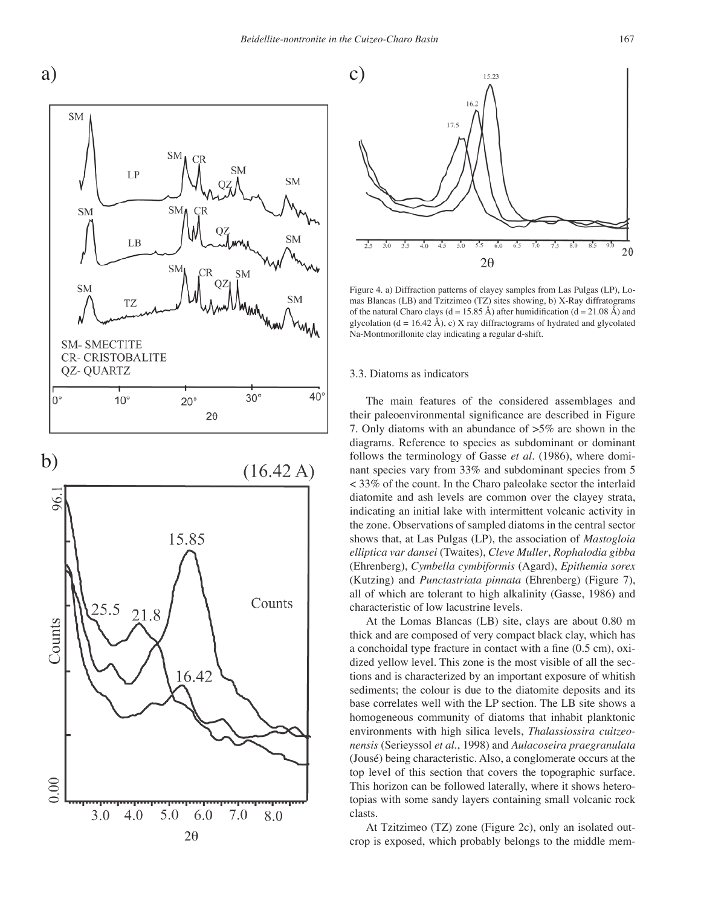Figure 4. a) Diffraction patterns of clayey samples from Las Pulgas (LP), Lomas Blancas (LB) and Tzitzimeo (TZ) sites showing, b) X-Ray diffratograms of the natural Charo clays (d = 15.85 Å) after humidification (d = 21.08 Å) and glycolation (d = 16.42 Å), c) X ray diffractograms of hydrated and glycolated Na-Montmorillonite clay indicating a regular d-shift.

### 3.3. Diatoms as indicators

The main features of the considered assemblages and their paleoenvironmental significance are described in Figure 7. Only diatoms with an abundance of >5% are shown in the diagrams. Reference to species as subdominant or dominant follows the terminology of Gasse *et al*. (1986), where dominant species vary from 33% and subdominant species from 5 < 33% of the count. In the Charo paleolake sector the interlaid diatomite and ash levels are common over the clayey strata, indicating an initial lake with intermittent volcanic activity in the zone. Observations of sampled diatoms in the central sector shows that, at Las Pulgas (LP), the association of *Mastogloia elliptica var dansei* (Twaites), *Cleve Muller*, *Rophalodia gibba* (Ehrenberg), *Cymbella cymbiformis* (Agard), *Epithemia sorex* (Kutzing) and *Punctastriata pinnata* (Ehrenberg) (Figure 7), all of which are tolerant to high alkalinity (Gasse, 1986) and characteristic of low lacustrine levels.

At the Lomas Blancas (LB) site, clays are about 0.80 m thick and are composed of very compact black clay, which has a conchoidal type fracture in contact with a fine (0.5 cm), oxidized yellow level. This zone is the most visible of all the sections and is characterized by an important exposure of whitish sediments; the colour is due to the diatomite deposits and its base correlates well with the LP section. The LB site shows a homogeneous community of diatoms that inhabit planktonic environments with high silica levels, *Thalassiossira cuitzeonensis* (Serieyssol *et al*., 1998) and *Aulacoseira praegranulata* (Jousé) being characteristic. Also, a conglomerate occurs at the top level of this section that covers the topographic surface. This horizon can be followed laterally, where it shows heterotopias with some sandy layers containing small volcanic rock clasts.

At Tzitzimeo (TZ) zone (Figure 2c), only an isolated outcrop is exposed, which probably belongs to the middle mem-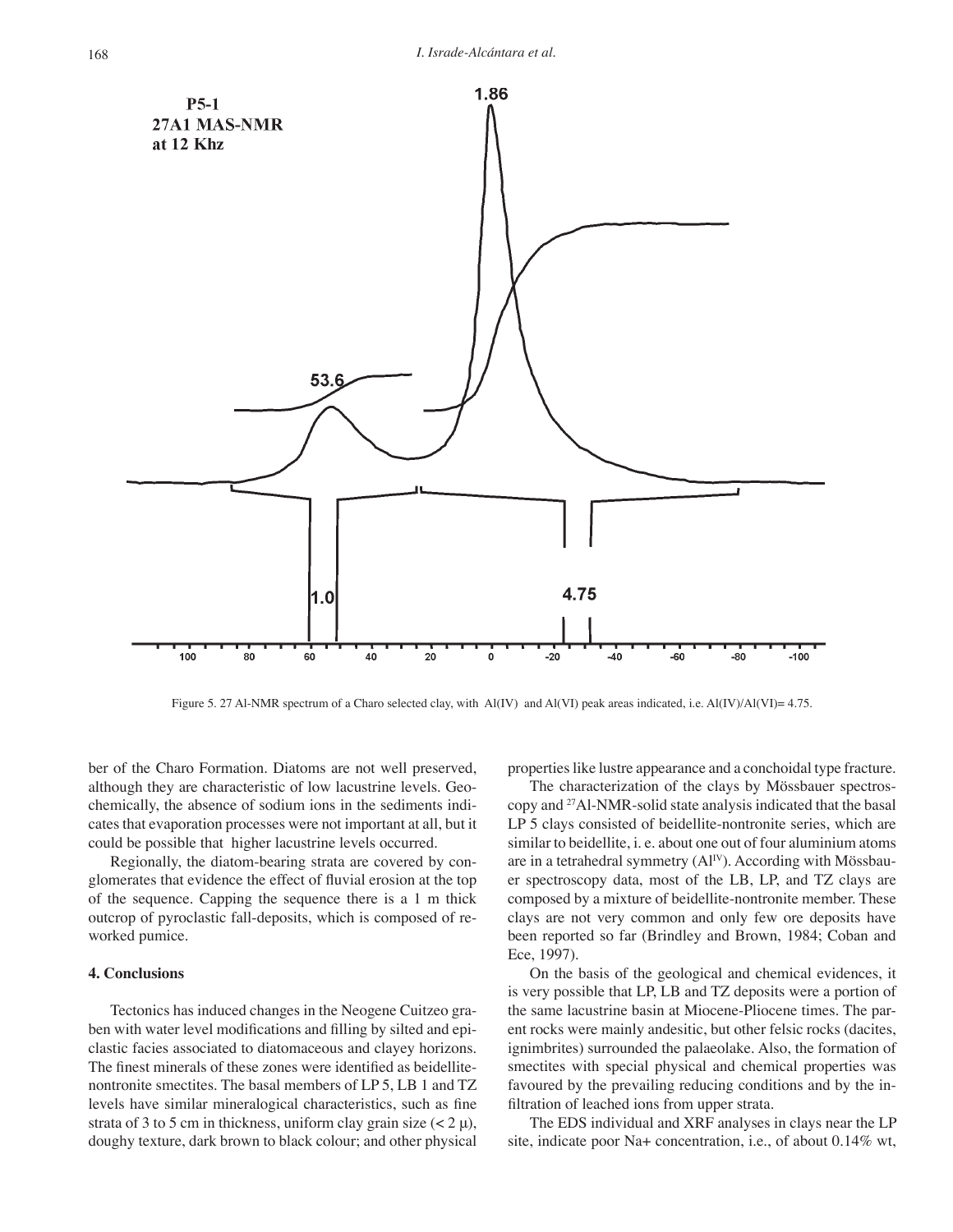Figure 5. 27 Al-NMR spectrum of a Charo selected clay, with Al(IV) and Al(VI) peak areas indicated, i.e. Al(IV)/Al(VI)= 4.75.

ber of the Charo Formation. Diatoms are not well preserved, although they are characteristic of low lacustrine levels. Geochemically, the absence of sodium ions in the sediments indicates that evaporation processes were not important at all, but it could be possible that higher lacustrine levels occurred.

Regionally, the diatom-bearing strata are covered by conglomerates that evidence the effect of fluvial erosion at the top of the sequence. Capping the sequence there is a 1 m thick outcrop of pyroclastic fall-deposits, which is composed of reworked pumice.

## 4. Conclusions

Tectonics has induced changes in the Neogene Cuitzeo graben with water level modifications and filling by silted and epiclastic facies associated to diatomaceous and clayey horizons. The finest minerals of these zones were identified as beidellite-nontronite smectites. The basal members of LP 5, LB 1 and TZ levels have similar mineralogical characteristics, such as fine strata of 3 to 5 cm in thickness, uniform clay grain size (< 2 μ), doughy texture, dark brown to black colour; and other physical properties like lustre appearance and a conchoidal type fracture.

The characterization of the clays by Mössbauer spectroscopy and $^{27}$Al-NMR-solid state analysis indicated that the basal LP 5 clays consisted of beidellite-nontronite series, which are similar to beidellite, i. e. about one out of four aluminium atoms are in a tetrahedral symmetry ($Al^{IV}$). According with Mössbauer spectroscopy data, most of the LB, LP, and TZ clays are composed by a mixture of beidellite-nontronite member. These clays are not very common and only few ore deposits have been reported so far (Brindley and Brown, 1984; Coban and Ece, 1997).

On the basis of the geological and chemical evidences, it is very possible that LP, LB and TZ deposits were a portion of the same lacustrine basin at Miocene-Pliocene times. The parent rocks were mainly andesitic, but other felsic rocks (dacites, ignimbrites) surrounded the palaeolake. Also, the formation of smectites with special physical and chemical properties was favoured by the prevailing reducing conditions and by the infiltration of leached ions from upper strata.

The EDS individual and XRF analyses in clays near the LP site, indicate poor $Na^+$ concentration, i.e., of about 0.14% wt,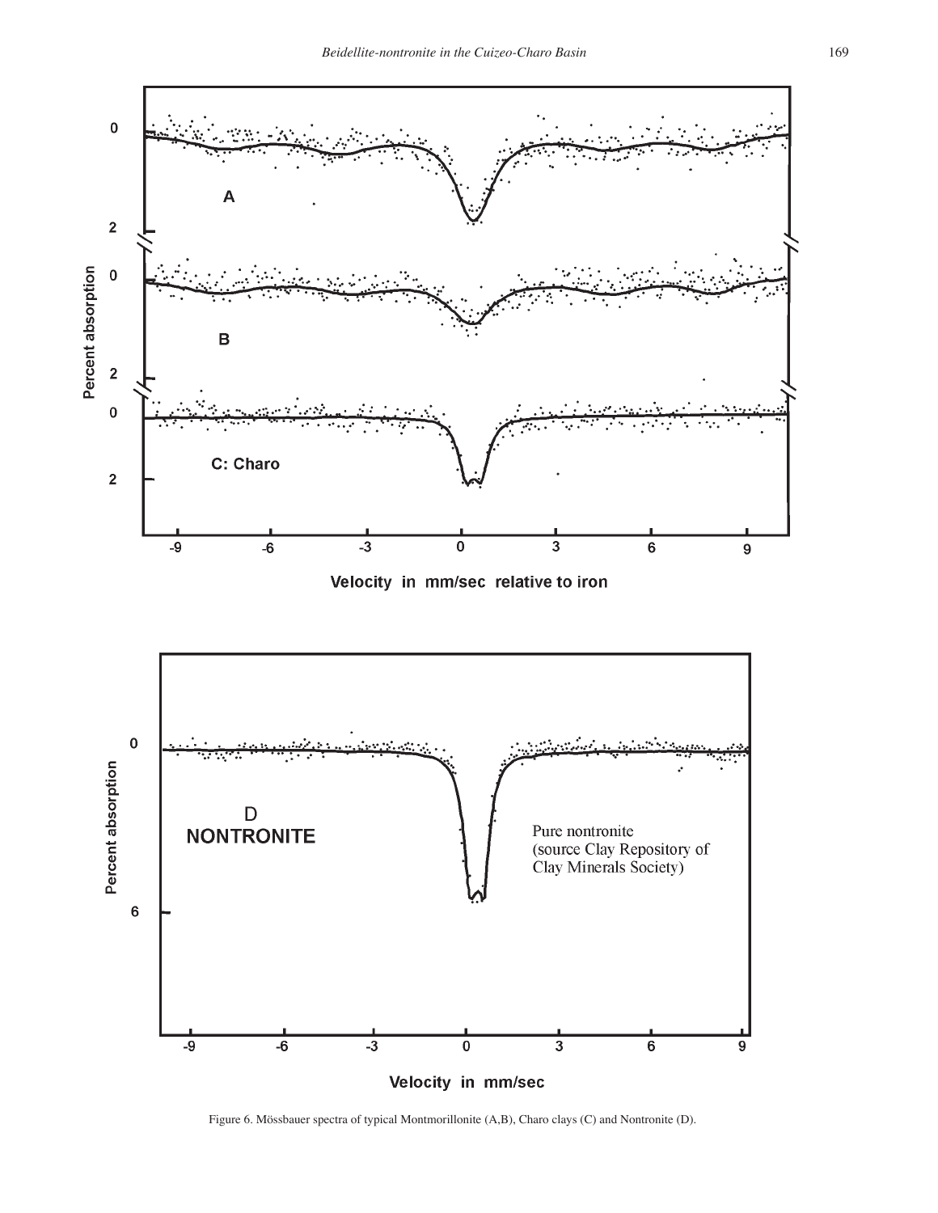Figure 6. Mössbauer spectra of typical Montmorillonite (A,B), Charo clays (C) and Nontronite (D).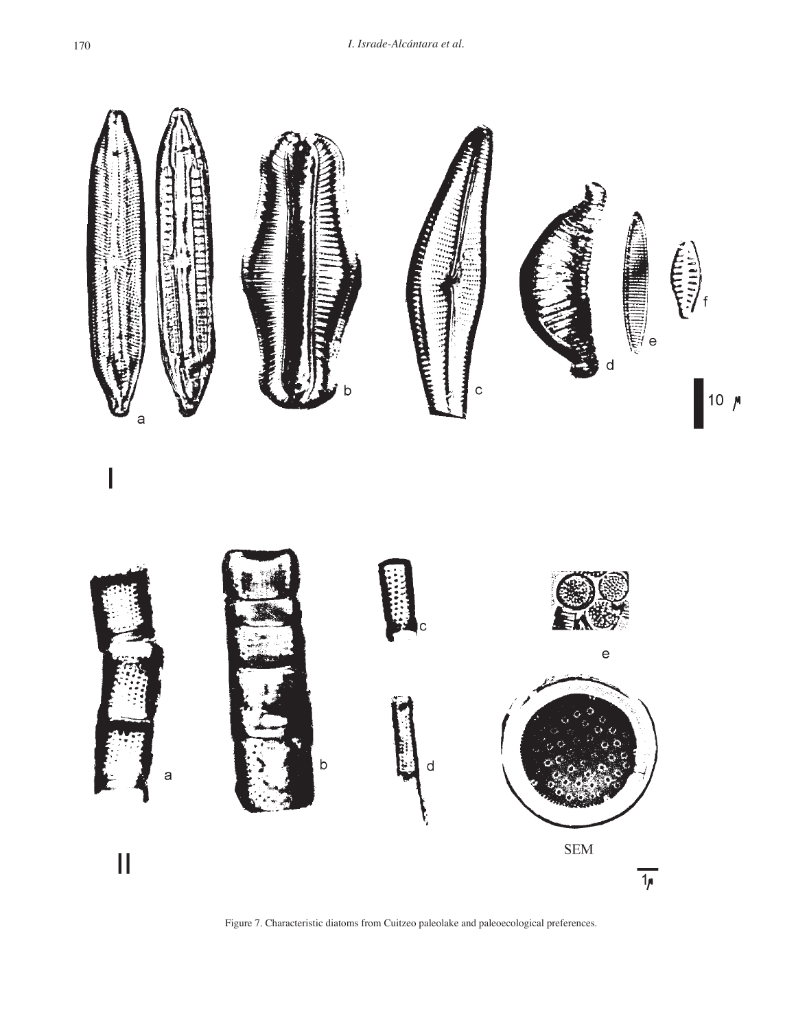Figure 7. Characteristic diatoms from Cuitzeo paleolake and paleoecological preferences.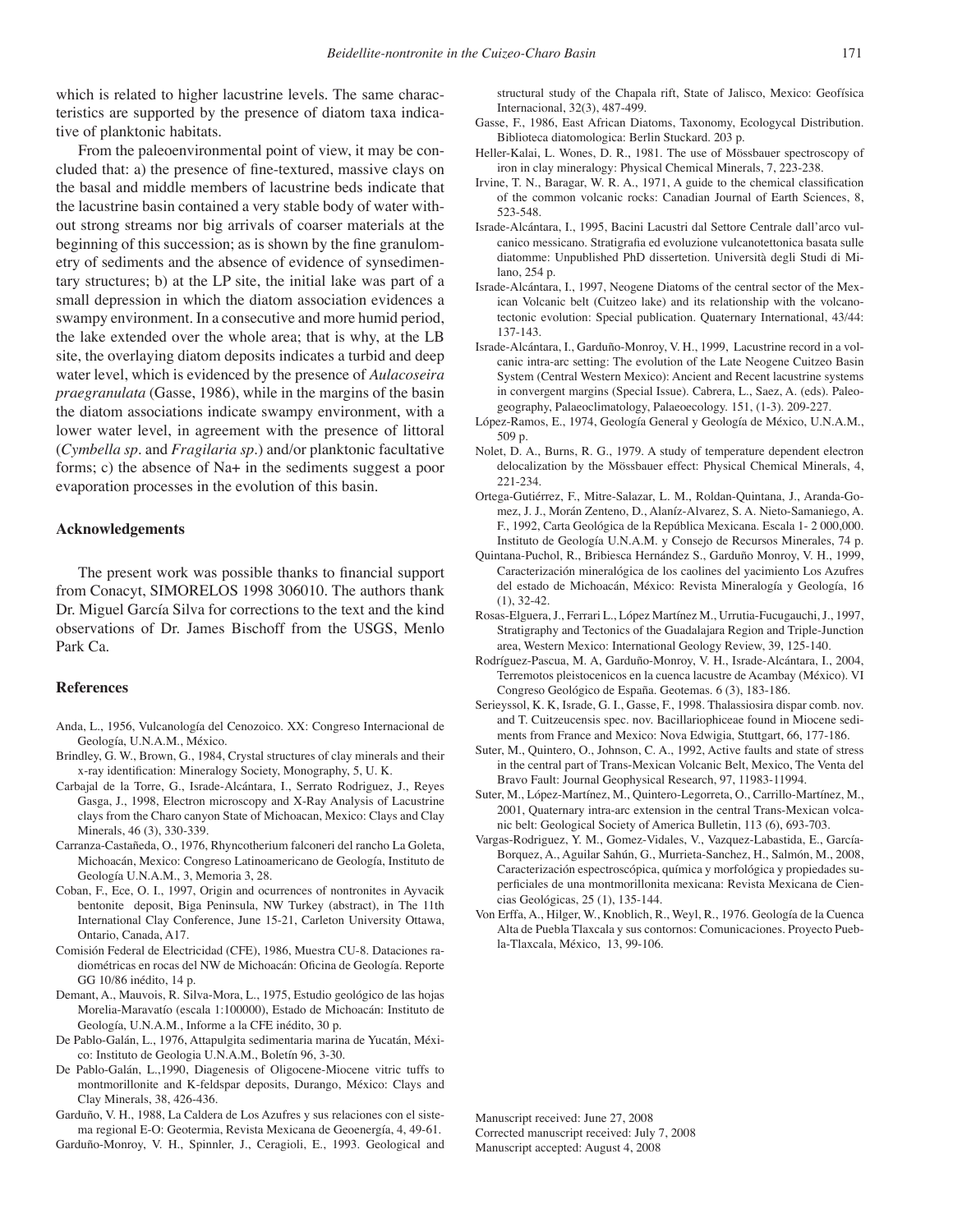which is related to higher lacustrine levels. The same characteristics are supported by the presence of diatom taxa indicative of planktonic habitats.

From the paleoenvironmental point of view, it may be concluded that: a) the presence of fine-textured, massive clays on the basal and middle members of lacustrine beds indicate that the lacustrine basin contained a very stable body of water without strong streams nor big arrivals of coarser materials at the beginning of this succession; as is shown by the fine granulometry of sediments and the absence of evidence of synsedimentary structures; b) at the LP site, the initial lake was part of a small depression in which the diatom association evidences a swampy environment. In a consecutive and more humid period, the lake extended over the whole area; that is why, at the LB site, the overlaying diatom deposits indicates a turbid and deep water level, which is evidenced by the presence of *Aulacoseira praegranulata* (Gasse, 1986), while in the margins of the basin the diatom associations indicate swampy environment, with a lower water level, in agreement with the presence of littoral (*Cymbella sp*. and *Fragilaria sp*.) and/or planktonic facultative forms; c) the absence of $Na^+$ in the sediments suggest a poor evaporation processes in the evolution of this basin.

## Acknowledgements

The present work was possible thanks to financial support from Conacyt, SIMORELOS 1998 306010. The authors thank Dr. Miguel García Silva for corrections to the text and the kind observations of Dr. James Bischoff from the USGS, Menlo Park Ca.

## References

Anda, L., 1956, Vulcanología del Cenozoico. XX: Congreso Internacional de Geología, U.N.A.M., México.

Brindley, G. W., Brown, G., 1984, Crystal structures of clay minerals and their x-ray identification: Mineralogy Society, Monography, 5, U. K.

Carbajal de la Torre, G., Israde-Alcántara, I., Serrato Rodriguez, J., Reyes Gasga, J., 1998, Electron microscopy and X-Ray Analysis of Lacustrine clays from the Charo canyon State of Michoacan, Mexico: Clays and Clay Minerals, 46 (3), 330-339.

Carranza-Castañeda, O., 1976, Rhyncotherium falconeri del rancho La Goleta, Michoacán, Mexico: Congreso Latinoamericano de Geología, Instituto de Geología U.N.A.M., 3, Memoria 3, 28.

Coban, F., Ece, O. I., 1997, Origin and ocurrences of nontronites in Ayvacik bentonite deposit, Biga Peninsula, NW Turkey (abstract), in The 11th International Clay Conference, June 15-21, Carleton University Ottawa, Ontario, Canada, A17.

Comisión Federal de Electricidad (CFE), 1986, Muestra CU-8. Dataciones radiométricas en rocas del NW de Michoacán: Oficina de Geología. Reporte GG 10/86 inédito, 14 p.

Demant, A., Mauvois, R. Silva-Mora, L., 1975, Estudio geológico de las hojas Morelia-Maravatío (escala 1:100000), Estado de Michoacán: Instituto de Geología, U.N.A.M., Informe a la CFE inédito, 30 p.

De Pablo-Galán, L., 1976, Attapulgita sedimentaria marina de Yucatán, México: Instituto de Geologia U.N.A.M., Boletín 96, 3-30.

De Pablo-Galán, L.,1990, Diagenesis of Oligocene-Miocene vitric tuffs to montmorillonite and K-feldspar deposits, Durango, México: Clays and Clay Minerals, 38, 426-436.

Garduño, V. H., 1988, La Caldera de Los Azufres y sus relaciones con el sistema regional E-O: Geotermia, Revista Mexicana de Geoenergía, 4, 49-61.

Garduño-Monroy, V. H., Spinnler, J., Ceragioli, E., 1993. Geological and structural study of the Chapala rift, State of Jalisco, Mexico: Geofísica Internacional, 32(3), 487-499.

Gasse, F., 1986, East African Diatoms, Taxonomy, Ecologycal Distribution. Biblioteca diatomologica: Berlin Stuckard. 203 p.

Heller-Kalai, L. Wones, D. R., 1981. The use of Mössbauer spectroscopy of iron in clay mineralogy: Physical Chemical Minerals, 7, 223-238.

Irvine, T. N., Baragar, W. R. A., 1971, A guide to the chemical classification of the common volcanic rocks: Canadian Journal of Earth Sciences, 8, 523-548.

Israde-Alcántara, I., 1995, Bacini Lacustri dal Settore Centrale dall'arco vulcanico messicano. Stratigrafia ed evoluzione vulcanotettonica basata sulle diatomme: Unpublished PhD dissertetion. Università degli Studi di Milano, 254 p.

Israde-Alcántara, I., 1997, Neogene Diatoms of the central sector of the Mexican Volcanic belt (Cuitzeo lake) and its relationship with the volcanotectonic evolution: Special publication. Quaternary International, 43/44: 137-143.

Israde-Alcántara, I., Garduño-Monroy, V. H., 1999, Lacustrine record in a volcanic intra-arc setting: The evolution of the Late Neogene Cuitzeo Basin System (Central Western Mexico): Ancient and Recent lacustrine systems in convergent margins (Special Issue). Cabrera, L., Saez, A. (eds). Paleogeography, Palaeoclimatology, Palaeoecology. 151, (1-3). 209-227.

López-Ramos, E., 1974, Geología General y Geología de México, U.N.A.M., 509 p.

Nolet, D. A., Burns, R. G., 1979. A study of temperature dependent electron delocalization by the Mössbauer effect: Physical Chemical Minerals, 4, 221-234.

Ortega-Gutiérrez, F., Mitre-Salazar, L. M., Roldan-Quintana, J., Aranda-Gomez, J. J., Morán Zenteno, D., Alaníz-Alvarez, S. A. Nieto-Samaniego, A. F., 1992, Carta Geológica de la República Mexicana. Escala 1- 2 000,000. Instituto de Geología U.N.A.M. y Consejo de Recursos Minerales, 74 p.

Quintana-Puchol, R., Bribiesca Hernández S., Garduño Monroy, V. H., 1999, Caracterización mineralógica de los caolines del yacimiento Los Azufres del estado de Michoacán, México: Revista Mineralogía y Geología, 16 (1), 32-42.

Rosas-Elguera, J., Ferrari L., López Martínez M., Urrutia-Fucugauchi, J., 1997, Stratigraphy and Tectonics of the Guadalajara Region and Triple-Junction area, Western Mexico: International Geology Review, 39, 125-140.

Rodríguez-Pascua, M. A, Garduño-Monroy, V. H., Israde-Alcántara, I., 2004, Terremotos pleistocenicos en la cuenca lacustre de Acambay (México). VI Congreso Geológico de España. Geotemas. 6 (3), 183-186.

Serieyssol, K. K, Israde, G. I., Gasse, F., 1998. Thalassiosira dispar comb. nov. and T. Cuitzeucensis spec. nov. Bacillariophiceae found in Miocene sediments from France and Mexico: Nova Edwigia, Stuttgart, 66, 177-186.

Suter, M., Quintero, O., Johnson, C. A., 1992, Active faults and state of stress in the central part of Trans-Mexican Volcanic Belt, Mexico, The Venta del Bravo Fault: Journal Geophysical Research, 97, 11983-11994.

Suter, M., López-Martínez, M., Quintero-Legorreta, O., Carrillo-Martínez, M., 2001, Quaternary intra-arc extension in the central Trans-Mexican volcanic belt: Geological Society of America Bulletin, 113 (6), 693-703.

Vargas-Rodriguez, Y. M., Gomez-Vidales, V., Vazquez-Labastida, E., García-Borquez, A., Aguilar Sahún, G., Murrieta-Sanchez, H., Salmón, M., 2008, Caracterización espectroscópica, química y morfológica y propiedades superficiales de una montmorillonita mexicana: Revista Mexicana de Ciencias Geológicas, 25 (1), 135-144.

Von Erffa, A., Hilger, W., Knoblich, R., Weyl, R., 1976. Geología de la Cuenca Alta de Puebla Tlaxcala y sus contornos: Comunicaciones. Proyecto Puebla-Tlaxcala, México, 13, 99-106.

Manuscript received: June 27, 2008
Corrected manuscript received: July 7, 2008
Manuscript accepted: August 4, 2008